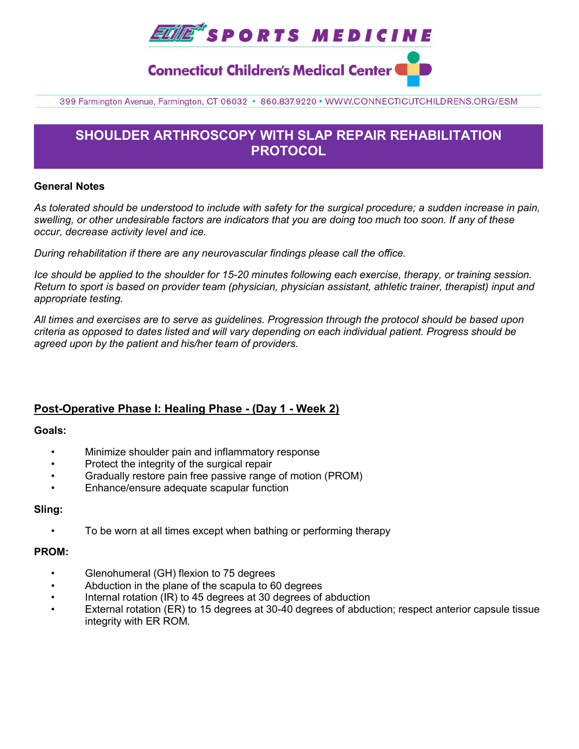ELITE SPORTS MEDICINE

Connecticut Children's Medical Center

399 Farmington Avenue, Farmington, CT 06032 • 860.837.9220 • WWW.CONNECTICUTCHILDRENS.ORG/ESM

# SHOULDER ARTHROSCOPY WITH SLAP REPAIR REHABILITATION PROTOCOL

**General Notes**

*As tolerated should be understood to include with safety for the surgical procedure; a sudden increase in pain, swelling, or other undesirable factors are indicators that you are doing too much too soon. If any of these occur, decrease activity level and ice.*

*During rehabilitation if there are any neurovascular findings please call the office.*

*Ice should be applied to the shoulder for 15-20 minutes following each exercise, therapy, or training session. Return to sport is based on provider team (physician, physician assistant, athletic trainer, therapist) input and appropriate testing.*

*All times and exercises are to serve as guidelines. Progression through the protocol should be based upon criteria as opposed to dates listed and will vary depending on each individual patient. Progress should be agreed upon by the patient and his/her team of providers.*

## Post-Operative Phase I: Healing Phase - (Day 1 - Week 2)

**Goals:**

- Minimize shoulder pain and inflammatory response
- Protect the integrity of the surgical repair
- Gradually restore pain free passive range of motion (PROM)
- Enhance/ensure adequate scapular function

**Sling:**

- To be worn at all times except when bathing or performing therapy

**PROM:**

- Glenohumeral (GH) flexion to 75 degrees
- Abduction in the plane of the scapula to 60 degrees
- Internal rotation (IR) to 45 degrees at 30 degrees of abduction
- External rotation (ER) to 15 degrees at 30-40 degrees of abduction; respect anterior capsule tissue integrity with ER ROM.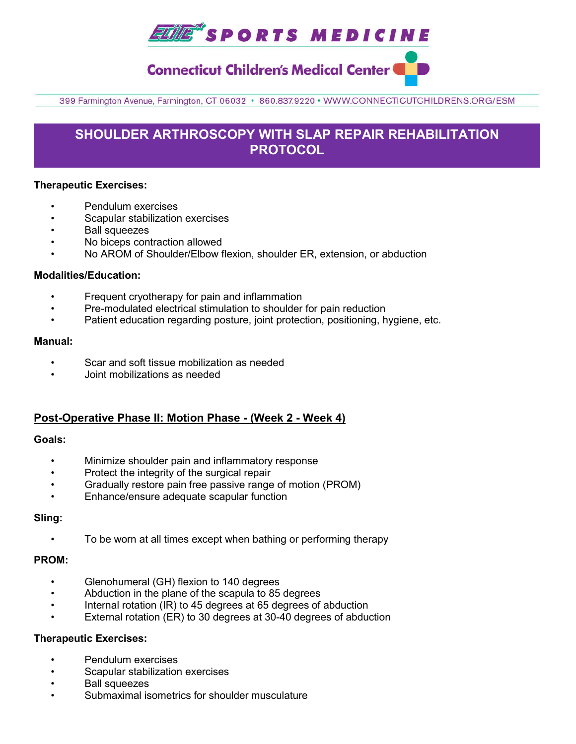# SHOULDER ARTHROSCOPY WITH SLAP REPAIR REHABILITATION PROTOCOL

**Therapeutic Exercises:**

- Pendulum exercises
- Scapular stabilization exercises
- Ball squeezes
- No biceps contraction allowed
- No AROM of Shoulder/Elbow flexion, shoulder ER, extension, or abduction

**Modalities/Education:**

- Frequent cryotherapy for pain and inflammation
- Pre-modulated electrical stimulation to shoulder for pain reduction
- Patient education regarding posture, joint protection, positioning, hygiene, etc.

**Manual:**

- Scar and soft tissue mobilization as needed
- Joint mobilizations as needed

## Post-Operative Phase II: Motion Phase - (Week 2 - Week 4)

**Goals:**

- Minimize shoulder pain and inflammatory response
- Protect the integrity of the surgical repair
- Gradually restore pain free passive range of motion (PROM)
- Enhance/ensure adequate scapular function

**Sling:**

- To be worn at all times except when bathing or performing therapy

**PROM:**

- Glenohumeral (GH) flexion to 140 degrees
- Abduction in the plane of the scapula to 85 degrees
- Internal rotation (IR) to 45 degrees at 65 degrees of abduction
- External rotation (ER) to 30 degrees at 30-40 degrees of abduction

**Therapeutic Exercises:**

- Pendulum exercises
- Scapular stabilization exercises
- Ball squeezes
- Submaximal isometrics for shoulder musculature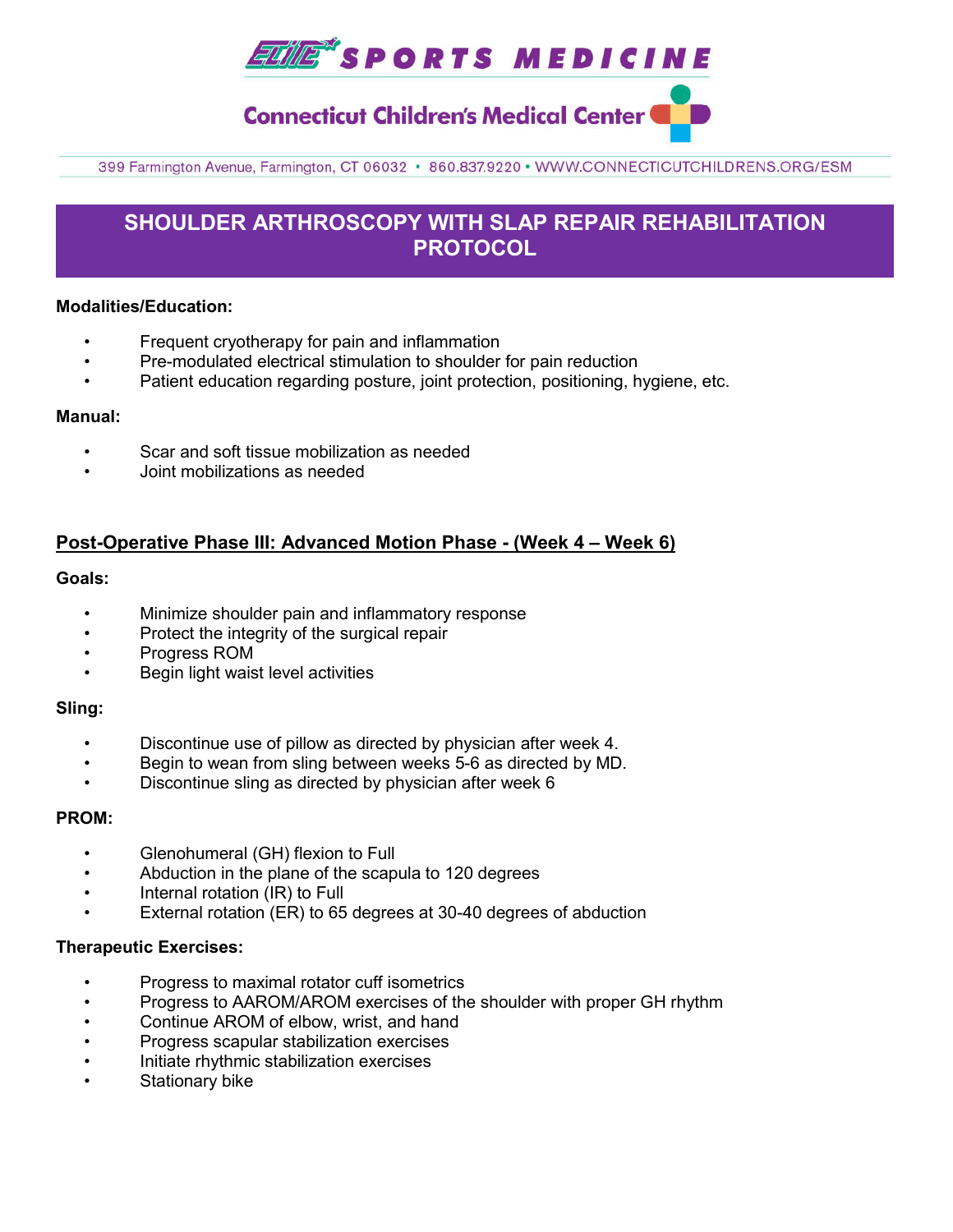# SHOULDER ARTHROSCOPY WITH SLAP REPAIR REHABILITATION PROTOCOL

**Modalities/Education:**

- Frequent cryotherapy for pain and inflammation
- Pre-modulated electrical stimulation to shoulder for pain reduction
- Patient education regarding posture, joint protection, positioning, hygiene, etc.

**Manual:**

- Scar and soft tissue mobilization as needed
- Joint mobilizations as needed

## Post-Operative Phase III: Advanced Motion Phase - (Week 4 – Week 6)

**Goals:**

- Minimize shoulder pain and inflammatory response
- Protect the integrity of the surgical repair
- Progress ROM
- Begin light waist level activities

**Sling:**

- Discontinue use of pillow as directed by physician after week 4.
- Begin to wean from sling between weeks 5-6 as directed by MD.
- Discontinue sling as directed by physician after week 6

**PROM:**

- Glenohumeral (GH) flexion to Full
- Abduction in the plane of the scapula to 120 degrees
- Internal rotation (IR) to Full
- External rotation (ER) to 65 degrees at 30-40 degrees of abduction

**Therapeutic Exercises:**

- Progress to maximal rotator cuff isometrics
- Progress to AAROM/AROM exercises of the shoulder with proper GH rhythm
- Continue AROM of elbow, wrist, and hand
- Progress scapular stabilization exercises
- Initiate rhythmic stabilization exercises
- Stationary bike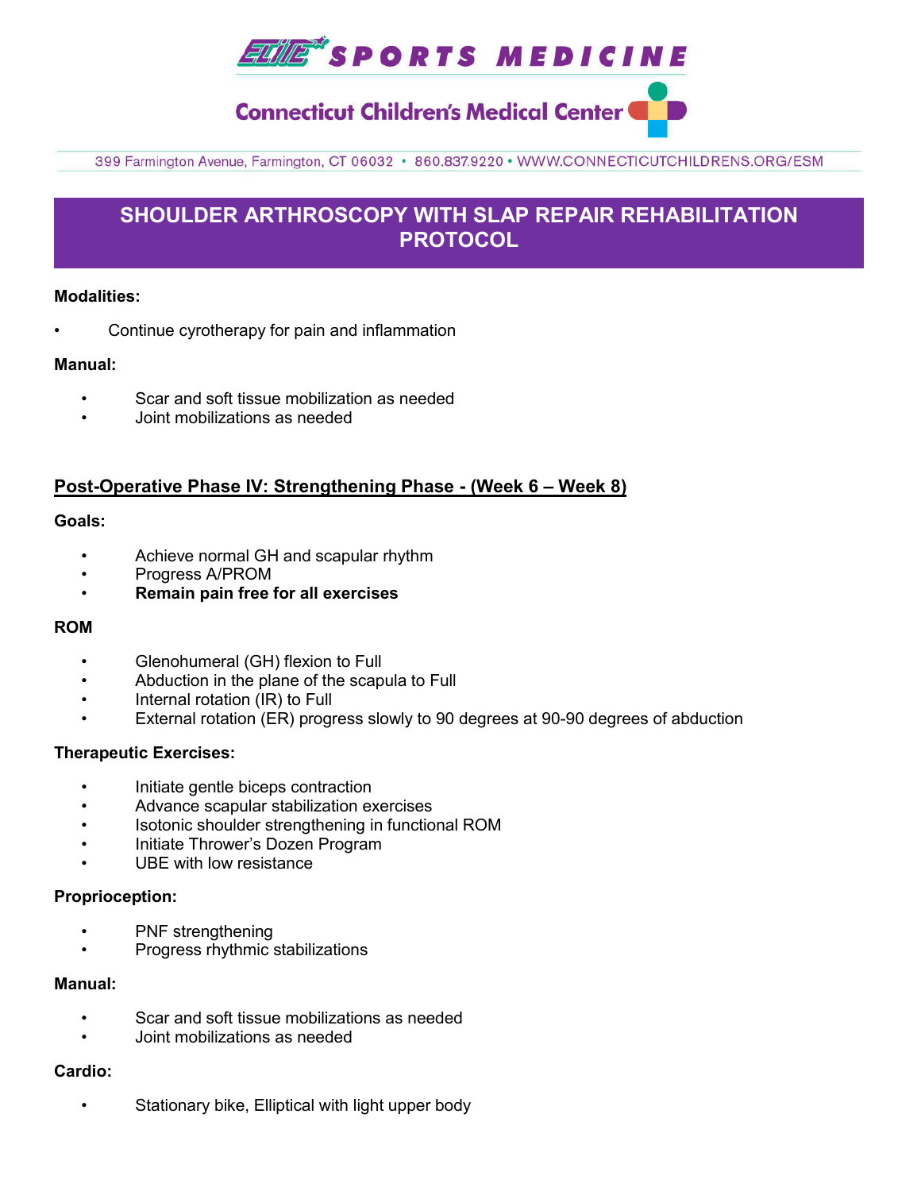## SHOULDER ARTHROSCOPY WITH SLAP REPAIR REHABILITATION PROTOCOL

**Modalities:**

- Continue cyrotherapy for pain and inflammation

**Manual:**

- Scar and soft tissue mobilization as needed
- Joint mobilizations as needed

### Post-Operative Phase IV: Strengthening Phase - (Week 6 – Week 8)

**Goals:**

- Achieve normal GH and scapular rhythm
- Progress A/PROM
- **Remain pain free for all exercises**

**ROM**

- Glenohumeral (GH) flexion to Full
- Abduction in the plane of the scapula to Full
- Internal rotation (IR) to Full
- External rotation (ER) progress slowly to 90 degrees at 90-90 degrees of abduction

**Therapeutic Exercises:**

- Initiate gentle biceps contraction
- Advance scapular stabilization exercises
- Isotonic shoulder strengthening in functional ROM
- Initiate Thrower's Dozen Program
- UBE with low resistance

**Proprioception:**

- PNF strengthening
- Progress rhythmic stabilizations

**Manual:**

- Scar and soft tissue mobilizations as needed
- Joint mobilizations as needed

**Cardio:**

- Stationary bike, Elliptical with light upper body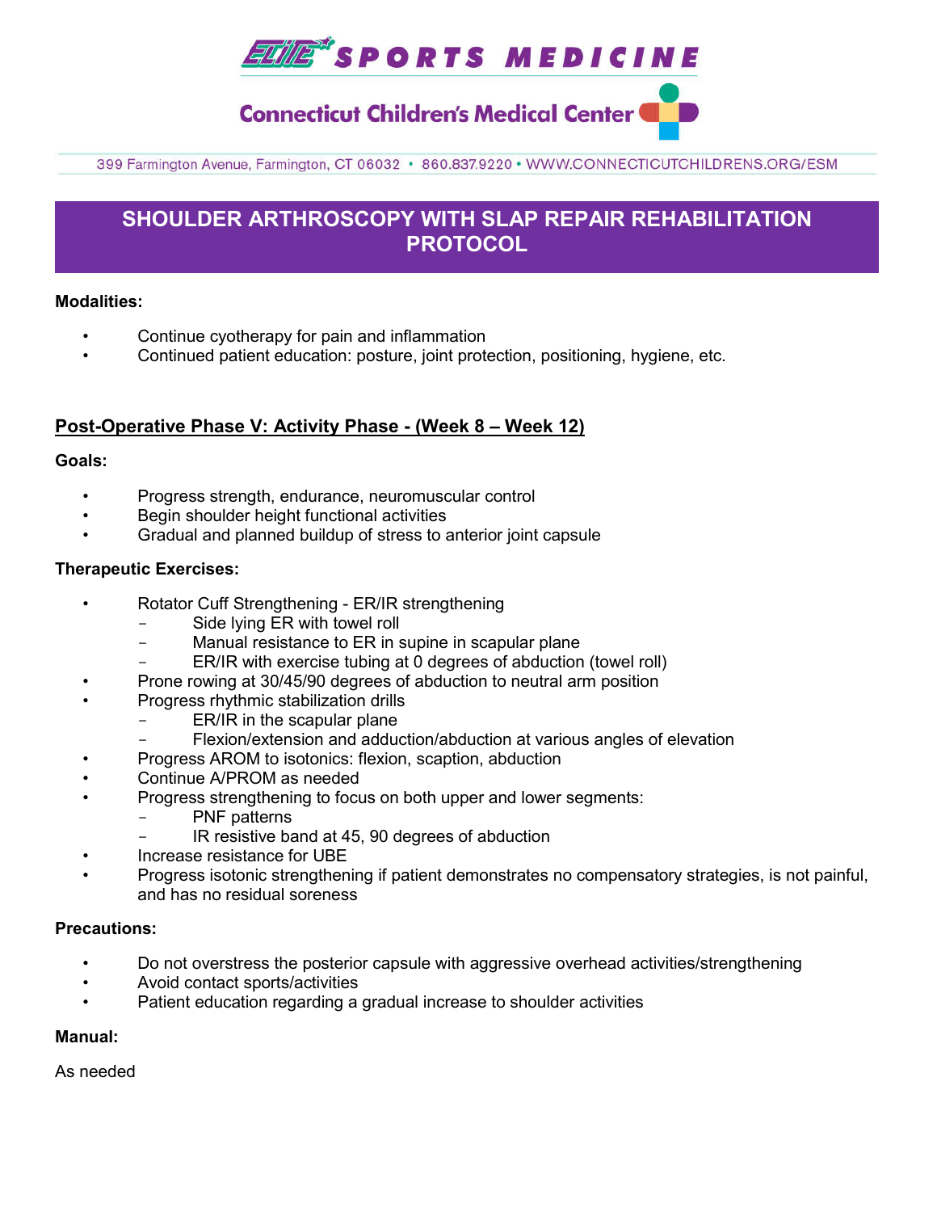# SHOULDER ARTHROSCOPY WITH SLAP REPAIR REHABILITATION PROTOCOL

**Modalities:**

- Continue cyotherapy for pain and inflammation
- Continued patient education: posture, joint protection, positioning, hygiene, etc.

## Post-Operative Phase V: Activity Phase - (Week 8 – Week 12)

**Goals:**

- Progress strength, endurance, neuromuscular control
- Begin shoulder height functional activities
- Gradual and planned buildup of stress to anterior joint capsule

**Therapeutic Exercises:**

- Rotator Cuff Strengthening - ER/IR strengthening
  - Side lying ER with towel roll
  - Manual resistance to ER in supine in scapular plane
  - ER/IR with exercise tubing at 0 degrees of abduction (towel roll)
- Prone rowing at 30/45/90 degrees of abduction to neutral arm position
- Progress rhythmic stabilization drills
  - ER/IR in the scapular plane
  - Flexion/extension and adduction/abduction at various angles of elevation
- Progress AROM to isotonics: flexion, scaption, abduction
- Continue A/PROM as needed
- Progress strengthening to focus on both upper and lower segments:
  - PNF patterns
  - IR resistive band at 45, 90 degrees of abduction
- Increase resistance for UBE
- Progress isotonic strengthening if patient demonstrates no compensatory strategies, is not painful, and has no residual soreness

**Precautions:**

- Do not overstress the posterior capsule with aggressive overhead activities/strengthening
- Avoid contact sports/activities
- Patient education regarding a gradual increase to shoulder activities

**Manual:**

As needed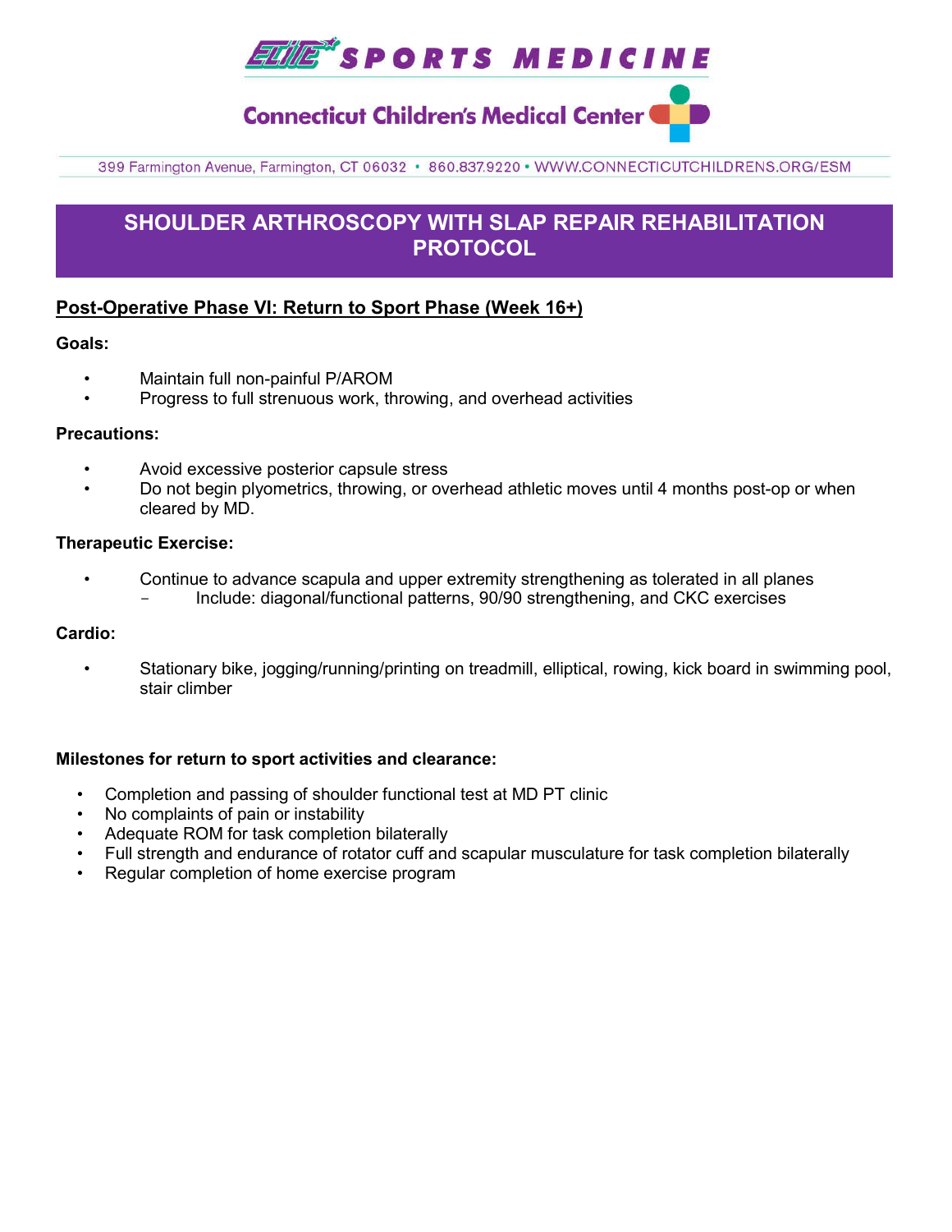# SHOULDER ARTHROSCOPY WITH SLAP REPAIR REHABILITATION PROTOCOL

## Post-Operative Phase VI: Return to Sport Phase (Week 16+)

**Goals:**

- Maintain full non-painful P/AROM
- Progress to full strenuous work, throwing, and overhead activities

**Precautions:**

- Avoid excessive posterior capsule stress
- Do not begin plyometrics, throwing, or overhead athletic moves until 4 months post-op or when cleared by MD.

**Therapeutic Exercise:**

- Continue to advance scapula and upper extremity strengthening as tolerated in all planes
  - Include: diagonal/functional patterns, 90/90 strengthening, and CKC exercises

**Cardio:**

- Stationary bike, jogging/running/printing on treadmill, elliptical, rowing, kick board in swimming pool, stair climber

**Milestones for return to sport activities and clearance:**

- Completion and passing of shoulder functional test at MD PT clinic
- No complaints of pain or instability
- Adequate ROM for task completion bilaterally
- Full strength and endurance of rotator cuff and scapular musculature for task completion bilaterally
- Regular completion of home exercise program